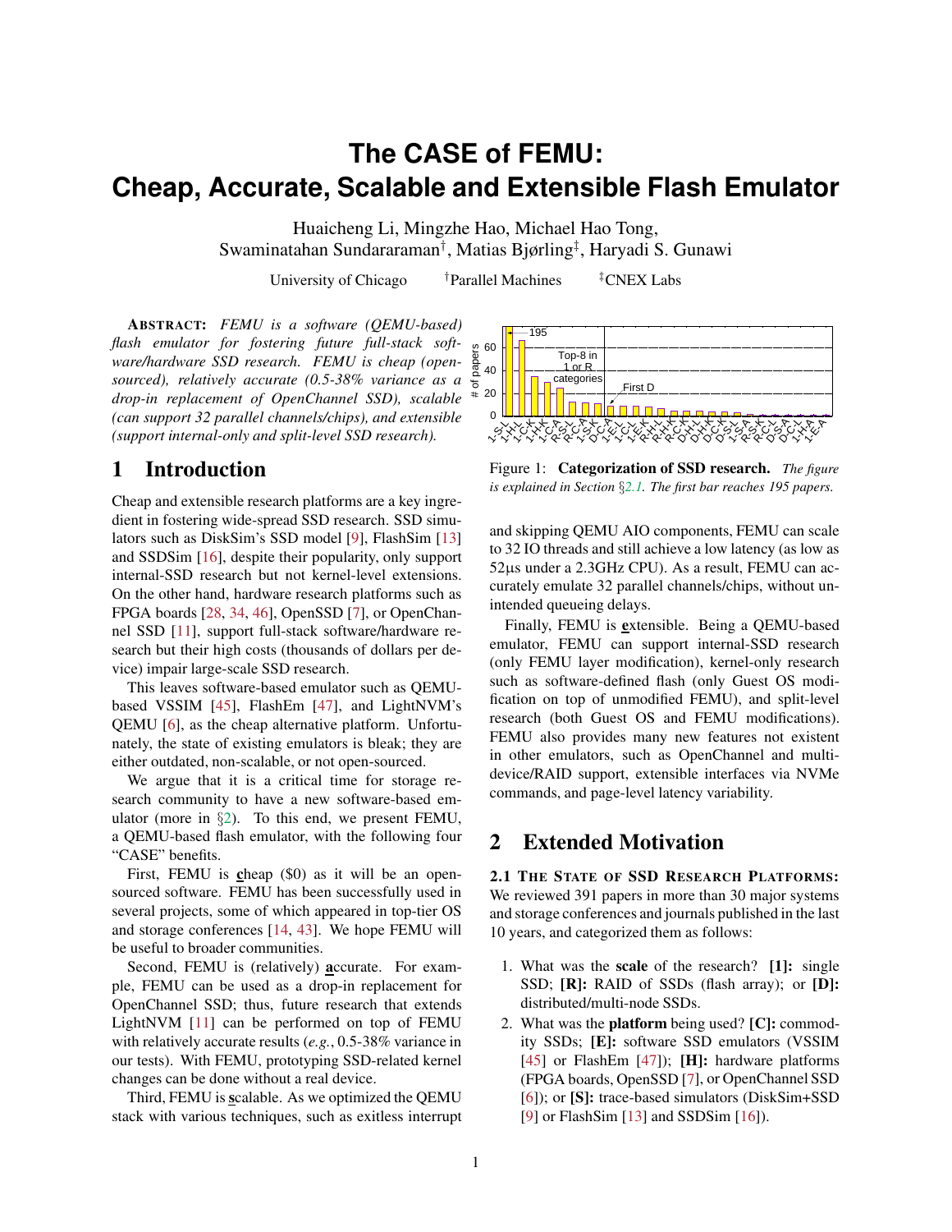# The CASE of FEMU: Cheap, Accurate, Scalable and Extensible Flash Emulator

Huaicheng Li, Mingzhe Hao, Michael Hao Tong, Swaminatahan Sundararaman[†], Matias Bjørling[‡], Haryadi S. Gunawi

University of Chicago [†]Parallel Machines [‡]CNEX Labs

**ABSTRACT:** *FEMU is a software (QEMU-based) flash emulator for fostering future full-stack software/hardware SSD research. FEMU is cheap (open-sourced), relatively accurate (0.5-38% variance as a drop-in replacement of OpenChannel SSD), scalable (can support 32 parallel channels/chips), and extensible (support internal-only and split-level SSD research).*

## 1 Introduction

Cheap and extensible research platforms are a key ingredient in fostering wide-spread SSD research. SSD simulators such as DiskSim's SSD model [9], FlashSim [13] and SSDSim [16], despite their popularity, only support internal-SSD research but not kernel-level extensions. On the other hand, hardware research platforms such as FPGA boards [28, 34, 46], OpenSSD [7], or OpenChannel SSD [11], support full-stack software/hardware research but their high costs (thousands of dollars per device) impair large-scale SSD research.

This leaves software-based emulator such as QEMU-based VSSIM [45], FlashEm [47], and LightNVM's QEMU [6], as the cheap alternative platform. Unfortunately, the state of existing emulators is bleak; they are either outdated, non-scalable, or not open-sourced.

We argue that it is a critical time for storage research community to have a new software-based emulator (more in §2). To this end, we present FEMU, a QEMU-based flash emulator, with the following four "CASE" benefits.

First, FEMU is **c**heap ($0) as it will be an open-sourced software. FEMU has been successfully used in several projects, some of which appeared in top-tier OS and storage conferences [14, 43]. We hope FEMU will be useful to broader communities.

Second, FEMU is (relatively) **a**ccurate. For example, FEMU can be used as a drop-in replacement for OpenChannel SSD; thus, future research that extends LightNVM [11] can be performed on top of FEMU with relatively accurate results (*e.g.*, 0.5-38% variance in our tests). With FEMU, prototyping SSD-related kernel changes can be done without a real device.

Third, FEMU is **s**calable. As we optimized the QEMU stack with various techniques, such as exitless interrupt and skipping QEMU AIO components, FEMU can scale to 32 IO threads and still achieve a low latency (as low as 52µs under a 2.3GHz CPU). As a result, FEMU can accurately emulate 32 parallel channels/chips, without unintended queueing delays.

Finally, FEMU is **e**xtensible. Being a QEMU-based emulator, FEMU can support internal-SSD research (only FEMU layer modification), kernel-only research such as software-defined flash (only Guest OS modification on top of unmodified FEMU), and split-level research (both Guest OS and FEMU modifications). FEMU also provides many new features not existent in other emulators, such as OpenChannel and multi-device/RAID support, extensible interfaces via NVMe commands, and page-level latency variability.

Figure 1: **Categorization of SSD research.** *The figure is explained in Section §2.1. The first bar reaches 195 papers.*

## 2 Extended Motivation

**2.1 THE STATE OF SSD RESEARCH PLATFORMS:** We reviewed 391 papers in more than 30 major systems and storage conferences and journals published in the last 10 years, and categorized them as follows:

1. What was the **scale** of the research? **[1]:** single SSD; **[R]:** RAID of SSDs (flash array); or **[D]:** distributed/multi-node SSDs.
2. What was the **platform** being used? **[C]:** commodity SSDs; **[E]:** software SSD emulators (VSSIM [45] or FlashEm [47]); **[H]:** hardware platforms (FPGA boards, OpenSSD [7], or OpenChannel SSD [6]); or **[S]:** trace-based simulators (DiskSim+SSD [9] or FlashSim [13] and SSDSim [16]).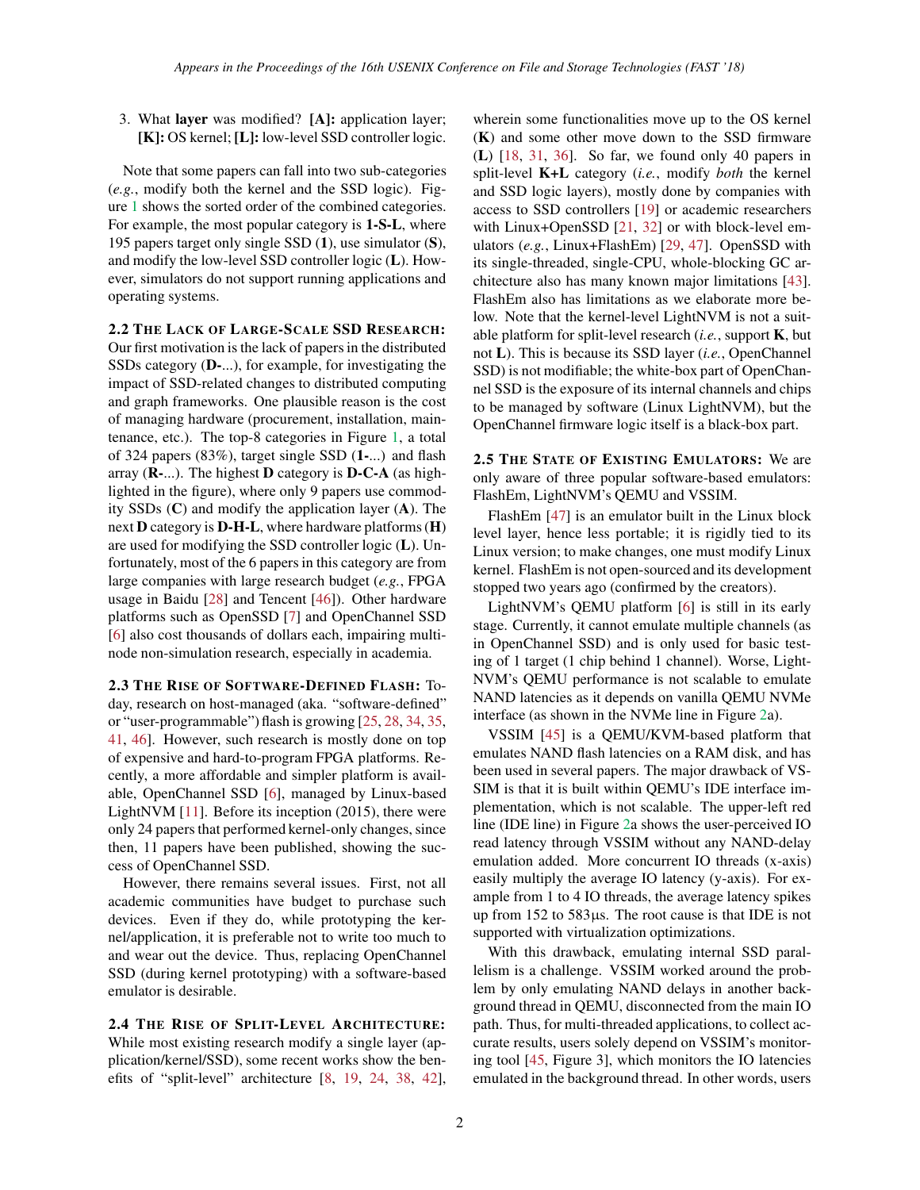3. What **layer** was modified? **[A]:** application layer; **[K]:** OS kernel; **[L]:** low-level SSD controller logic.

Note that some papers can fall into two sub-categories (*e.g.*, modify both the kernel and the SSD logic). Figure 1 shows the sorted order of the combined categories. For example, the most popular category is **1-S-L**, where 195 papers target only single SSD (**1**), use simulator (**S**), and modify the low-level SSD controller logic (**L**). However, simulators do not support running applications and operating systems.

**2.2 The Lack of Large-Scale SSD Research:** Our first motivation is the lack of papers in the distributed SSDs category (**D-**...), for example, for investigating the impact of SSD-related changes to distributed computing and graph frameworks. One plausible reason is the cost of managing hardware (procurement, installation, maintenance, etc.). The top-8 categories in Figure 1, a total of 324 papers (83%), target single SSD (**1-**...) and flash array (**R-**...). The highest **D** category is **D-C-A** (as highlighted in the figure), where only 9 papers use commodity SSDs (**C**) and modify the application layer (**A**). The next **D** category is **D-H-L**, where hardware platforms (**H**) are used for modifying the SSD controller logic (**L**). Unfortunately, most of the 6 papers in this category are from large companies with large research budget (*e.g.*, FPGA usage in Baidu [28] and Tencent [46]). Other hardware platforms such as OpenSSD [7] and OpenChannel SSD [6] also cost thousands of dollars each, impairing multi-node non-simulation research, especially in academia.

**2.3 The Rise of Software-Defined Flash:** Today, research on host-managed (aka. "software-defined" or "user-programmable") flash is growing [25, 28, 34, 35, 41, 46]. However, such research is mostly done on top of expensive and hard-to-program FPGA platforms. Recently, a more affordable and simpler platform is available, OpenChannel SSD [6], managed by Linux-based LightNVM [11]. Before its inception (2015), there were only 24 papers that performed kernel-only changes, since then, 11 papers have been published, showing the success of OpenChannel SSD.

However, there remains several issues. First, not all academic communities have budget to purchase such devices. Even if they do, while prototyping the kernel/application, it is preferable not to write too much to and wear out the device. Thus, replacing OpenChannel SSD (during kernel prototyping) with a software-based emulator is desirable.

**2.4 The Rise of Split-Level Architecture:** While most existing research modify a single layer (application/kernel/SSD), some recent works show the benefits of "split-level" architecture [8, 19, 24, 38, 42], wherein some functionalities move up to the OS kernel (**K**) and some other move down to the SSD firmware (**L**) [18, 31, 36]. So far, we found only 40 papers in split-level **K+L** category (*i.e.*, modify *both* the kernel and SSD logic layers), mostly done by companies with access to SSD controllers [19] or academic researchers with Linux+OpenSSD [21, 32] or with block-level emulators (*e.g.*, Linux+FlashEm) [29, 47]. OpenSSD with its single-threaded, single-CPU, whole-blocking GC architecture also has many known major limitations [43]. FlashEm also has limitations as we elaborate more below. Note that the kernel-level LightNVM is not a suitable platform for split-level research (*i.e.*, support **K**, but not **L**). This is because its SSD layer (*i.e.*, OpenChannel SSD) is not modifiable; the white-box part of OpenChannel SSD is the exposure of its internal channels and chips to be managed by software (Linux LightNVM), but the OpenChannel firmware logic itself is a black-box part.

**2.5 The State of Existing Emulators:** We are only aware of three popular software-based emulators: FlashEm, LightNVM's QEMU and VSSIM.

FlashEm [47] is an emulator built in the Linux block level layer, hence less portable; it is rigidly tied to its Linux version; to make changes, one must modify Linux kernel. FlashEm is not open-sourced and its development stopped two years ago (confirmed by the creators).

LightNVM's QEMU platform [6] is still in its early stage. Currently, it cannot emulate multiple channels (as in OpenChannel SSD) and is only used for basic testing of 1 target (1 chip behind 1 channel). Worse, LightNVM's QEMU performance is not scalable to emulate NAND latencies as it depends on vanilla QEMU NVMe interface (as shown in the NVMe line in Figure 2a).

VSSIM [45] is a QEMU/KVM-based platform that emulates NAND flash latencies on a RAM disk, and has been used in several papers. The major drawback of VSSIM is that it is built within QEMU's IDE interface implementation, which is not scalable. The upper-left red line (IDE line) in Figure 2a shows the user-perceived IO read latency through VSSIM without any NAND-delay emulation added. More concurrent IO threads (x-axis) easily multiply the average IO latency (y-axis). For example from 1 to 4 IO threads, the average latency spikes up from 152 to 583µs. The root cause is that IDE is not supported with virtualization optimizations.

With this drawback, emulating internal SSD parallelism is a challenge. VSSIM worked around the problem by only emulating NAND delays in another background thread in QEMU, disconnected from the main IO path. Thus, for multi-threaded applications, to collect accurate results, users solely depend on VSSIM's monitoring tool [45, Figure 3], which monitors the IO latencies emulated in the background thread. In other words, users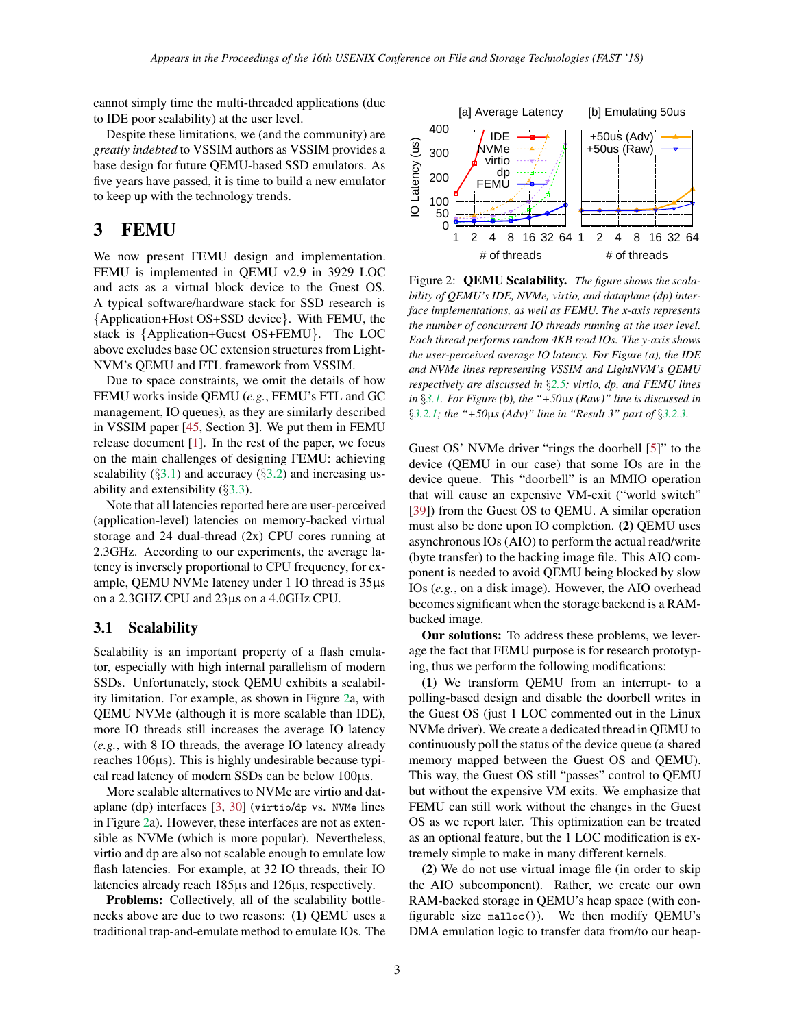cannot simply time the multi-threaded applications (due to IDE poor scalability) at the user level.

Despite these limitations, we (and the community) are *greatly indebted* to VSSIM authors as VSSIM provides a base design for future QEMU-based SSD emulators. As five years have passed, it is time to build a new emulator to keep up with the technology trends.

# 3 FEMU

We now present FEMU design and implementation. FEMU is implemented in QEMU v2.9 in 3929 LOC and acts as a virtual block device to the Guest OS. A typical software/hardware stack for SSD research is {Application+Host OS+SSD device}. With FEMU, the stack is {Application+Guest OS+FEMU}. The LOC above excludes base OC extension structures from LightNVM's QEMU and FTL framework from VSSIM.

Due to space constraints, we omit the details of how FEMU works inside QEMU (*e.g.*, FEMU's FTL and GC management, IO queues), as they are similarly described in VSSIM paper [45, Section 3]. We put them in FEMU release document [1]. In the rest of the paper, we focus on the main challenges of designing FEMU: achieving scalability (§3.1) and accuracy (§3.2) and increasing usability and extensibility (§3.3).

Note that all latencies reported here are user-perceived (application-level) latencies on memory-backed virtual storage and 24 dual-thread (2x) CPU cores running at 2.3GHz. According to our experiments, the average latency is inversely proportional to CPU frequency, for example, QEMU NVMe latency under 1 IO thread is 35µs on a 2.3GHZ CPU and 23µs on a 4.0GHz CPU.

## 3.1 Scalability

Scalability is an important property of a flash emulator, especially with high internal parallelism of modern SSDs. Unfortunately, stock QEMU exhibits a scalability limitation. For example, as shown in Figure 2a, with QEMU NVMe (although it is more scalable than IDE), more IO threads still increases the average IO latency (*e.g.*, with 8 IO threads, the average IO latency already reaches 106µs). This is highly undesirable because typical read latency of modern SSDs can be below 100µs.

More scalable alternatives to NVMe are virtio and dataplane (dp) interfaces [3, 30] (`virtio`/`dp` vs. `NVMe` lines in Figure 2a). However, these interfaces are not as extensible as NVMe (which is more popular). Nevertheless, virtio and dp are also not scalable enough to emulate low flash latencies. For example, at 32 IO threads, their IO latencies already reach 185µs and 126µs, respectively.

**Problems:** Collectively, all of the scalability bottlenecks above are due to two reasons: **(1)** QEMU uses a traditional trap-and-emulate method to emulate IOs. The Guest OS' NVMe driver "rings the doorbell [5]" to the device (QEMU in our case) that some IOs are in the device queue. This "doorbell" is an MMIO operation that will cause an expensive VM-exit ("world switch" [39]) from the Guest OS to QEMU. A similar operation must also be done upon IO completion. **(2)** QEMU uses asynchronous IOs (AIO) to perform the actual read/write (byte transfer) to the backing image file. This AIO component is needed to avoid QEMU being blocked by slow IOs (*e.g.*, on a disk image). However, the AIO overhead becomes significant when the storage backend is a RAM-backed image.

Figure 2: **QEMU Scalability.** *The figure shows the scalability of QEMU's IDE, NVMe, virtio, and dataplane (dp) interface implementations, as well as FEMU. The x-axis represents the number of concurrent IO threads running at the user level. Each thread performs random 4KB read IOs. The y-axis shows the user-perceived average IO latency. For Figure (a), the IDE and NVMe lines representing VSSIM and LightNVM's QEMU respectively are discussed in §2.5; virtio, dp, and FEMU lines in §3.1. For Figure (b), the "+50µs (Raw)" line is discussed in §3.2.1; the "+50µs (Adv)" line in "Result 3" part of §3.2.3.*

**Our solutions:** To address these problems, we leverage the fact that FEMU purpose is for research prototyping, thus we perform the following modifications:

**(1)** We transform QEMU from an interrupt- to a polling-based design and disable the doorbell writes in the Guest OS (just 1 LOC commented out in the Linux NVMe driver). We create a dedicated thread in QEMU to continuously poll the status of the device queue (a shared memory mapped between the Guest OS and QEMU). This way, the Guest OS still "passes" control to QEMU but without the expensive VM exits. We emphasize that FEMU can still work without the changes in the Guest OS as we report later. This optimization can be treated as an optional feature, but the 1 LOC modification is extremely simple to make in many different kernels.

**(2)** We do not use virtual image file (in order to skip the AIO subcomponent). Rather, we create our own RAM-backed storage in QEMU's heap space (with configurable size `malloc()`). We then modify QEMU's DMA emulation logic to transfer data from/to our heap-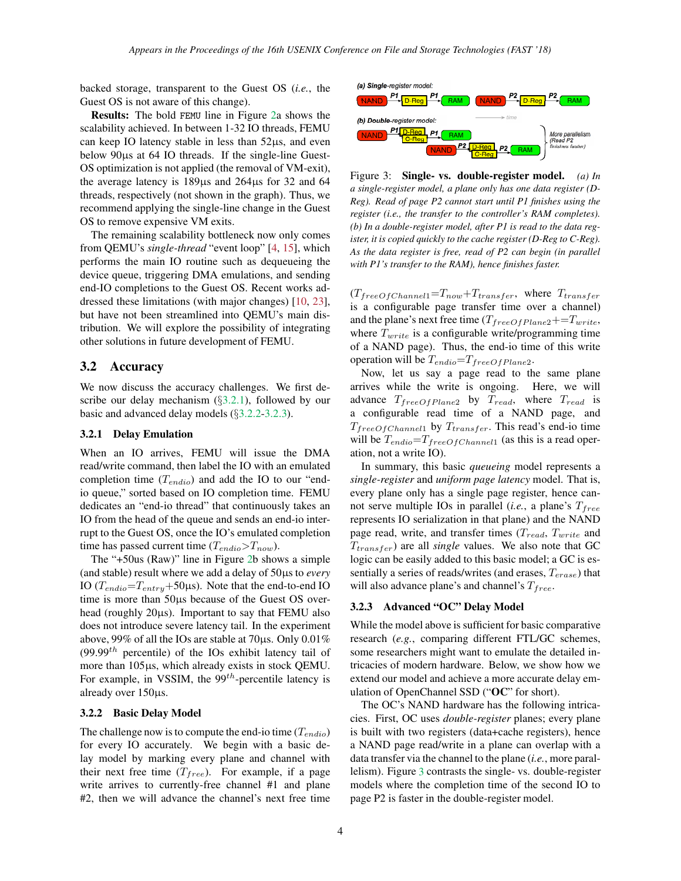backed storage, transparent to the Guest OS (*i.e.*, the Guest OS is not aware of this change).

**Results:** The bold FEMU line in Figure 2a shows the scalability achieved. In between 1-32 IO threads, FEMU can keep IO latency stable in less than 52µs, and even below 90µs at 64 IO threads. If the single-line Guest-OS optimization is not applied (the removal of VM-exit), the average latency is 189µs and 264µs for 32 and 64 threads, respectively (not shown in the graph). Thus, we recommend applying the single-line change in the Guest OS to remove expensive VM exits.

The remaining scalability bottleneck now only comes from QEMU's *single-thread* "event loop" [4, 15], which performs the main IO routine such as dequeueing the device queue, triggering DMA emulations, and sending end-IO completions to the Guest OS. Recent works addressed these limitations (with major changes) [10, 23], but have not been streamlined into QEMU's main distribution. We will explore the possibility of integrating other solutions in future development of FEMU.

## 3.2 Accuracy

We now discuss the accuracy challenges. We first describe our delay mechanism (§3.2.1), followed by our basic and advanced delay models (§3.2.2-3.2.3).

### 3.2.1 Delay Emulation

When an IO arrives, FEMU will issue the DMA read/write command, then label the IO with an emulated completion time ($T_{endio}$) and add the IO to our "end-io queue," sorted based on IO completion time. FEMU dedicates an "end-io thread" that continuously takes an IO from the head of the queue and sends an end-io interrupt to the Guest OS, once the IO's emulated completion time has passed current time ($T_{endio}$>$T_{now}$).

The "+50us (Raw)" line in Figure 2b shows a simple (and stable) result where we add a delay of 50µs to *every* IO ($T_{endio}$=$T_{entry}$+50µs). Note that the end-to-end IO time is more than 50µs because of the Guest OS overhead (roughly 20µs). Important to say that FEMU also does not introduce severe latency tail. In the experiment above, 99% of all the IOs are stable at 70µs. Only 0.01% (99.99$^{th}$ percentile) of the IOs exhibit latency tail of more than 105µs, which already exists in stock QEMU. For example, in VSSIM, the 99$^{th}$-percentile latency is already over 150µs.

### 3.2.2 Basic Delay Model

The challenge now is to compute the end-io time ($T_{endio}$) for every IO accurately. We begin with a basic delay model by marking every plane and channel with their next free time ($T_{free}$). For example, if a page write arrives to currently-free channel #1 and plane #2, then we will advance the channel's next free time ($T_{freeOfChannel1}$=$T_{now}$+$T_{transfer}$, where $T_{transfer}$ is a configurable page transfer time over a channel) and the plane's next free time ($T_{freeOfPlane2}$+=$T_{write}$, where $T_{write}$ is a configurable write/programming time of a NAND page). Thus, the end-io time of this write operation will be $T_{endio}$=$T_{freeOfPlane2}$.

Now, let us say a page read to the same plane arrives while the write is ongoing. Here, we will advance $T_{freeOfPlane2}$ by $T_{read}$, where $T_{read}$ is a configurable read time of a NAND page, and $T_{freeOfChannel1}$ by $T_{transfer}$. This read's end-io time will be $T_{endio}$=$T_{freeOfChannel1}$ (as this is a read operation, not a write IO).

In summary, this basic *queueing* model represents a *single-register* and *uniform page latency* model. That is, every plane only has a single page register, hence cannot serve multiple IOs in parallel (*i.e.*, a plane's $T_{free}$ represents IO serialization in that plane) and the NAND page read, write, and transfer times ($T_{read}$, $T_{write}$ and $T_{transfer}$) are all *single* values. We also note that GC logic can be easily added to this basic model; a GC is essentially a series of reads/writes (and erases, $T_{erase}$) that will also advance plane's and channel's $T_{free}$.

### 3.2.3 Advanced "OC" Delay Model

While the model above is sufficient for basic comparative research (*e.g.*, comparing different FTL/GC schemes, some researchers might want to emulate the detailed intricacies of modern hardware. Below, we show how we extend our model and achieve a more accurate delay emulation of OpenChannel SSD ("**OC**" for short).

The OC's NAND hardware has the following intricacies. First, OC uses *double-register* planes; every plane is built with two registers (data+cache registers), hence a NAND page read/write in a plane can overlap with a data transfer via the channel to the plane (*i.e.*, more parallelism). Figure 3 contrasts the single- vs. double-register models where the completion time of the second IO to page P2 is faster in the double-register model.

Figure 3: **Single- vs. double-register model.** *(a) In a single-register model, a plane only has one data register (D-Reg). Read of page P2 cannot start until P1 finishes using the register (i.e., the transfer to the controller's RAM completes). (b) In a double-register model, after P1 is read to the data register, it is copied quickly to the cache register (D-Reg to C-Reg). As the data register is free, read of P2 can begin (in parallel with P1's transfer to the RAM), hence finishes faster.*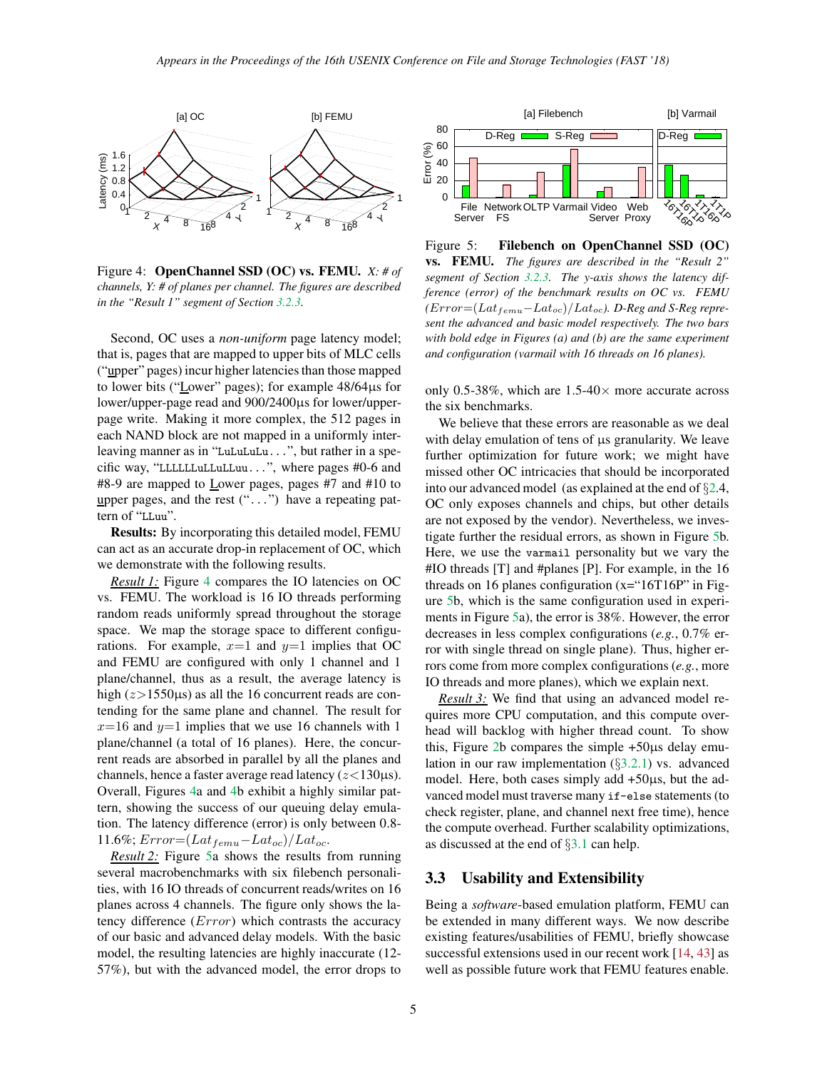Figure 4: **OpenChannel SSD (OC) vs. FEMU.** *X: # of channels, Y: # of planes per channel. The figures are described in the "Result 1" segment of Section 3.2.3.*

Second, OC uses a *non-uniform* page latency model; that is, pages that are mapped to upper bits of MLC cells ("upper" pages) incur higher latencies than those mapped to lower bits ("Lower" pages); for example 48/64µs for lower/upper-page read and 900/2400µs for lower/upper-page write. Making it more complex, the 512 pages in each NAND block are not mapped in a uniformly interleaving manner as in "`LuLuLuLu...`", but rather in a specific way, "`LLLLLLLuLLuLLuu...`", where pages #0-6 and #8-9 are mapped to Lower pages, pages #7 and #10 to upper pages, and the rest ("...") have a repeating pattern of "`LLuu`".

**Results:** By incorporating this detailed model, FEMU can act as an accurate drop-in replacement of OC, which we demonstrate with the following results.

*Result 1:* Figure 4 compares the IO latencies on OC vs. FEMU. The workload is 16 IO threads performing random reads uniformly spread throughout the storage space. We map the storage space to different configurations. For example, $x$=1 and $y$=1 implies that OC and FEMU are configured with only 1 channel and 1 plane/channel, thus as a result, the average latency is high ($z$>1550µs) as all the 16 concurrent reads are contending for the same plane and channel. The result for $x$=16 and $y$=1 implies that we use 16 channels with 1 plane/channel (a total of 16 planes). Here, the concurrent reads are absorbed in parallel by all the planes and channels, hence a faster average read latency ($z$<130µs). Overall, Figures 4a and 4b exhibit a highly similar pattern, showing the success of our queuing delay emulation. The latency difference (error) is only between 0.8-11.6%; $Error$=$(Lat_{femu}-Lat_{oc})/Lat_{oc}$.

*Result 2:* Figure 5a shows the results from running several macrobenchmarks with six filebench personalities, with 16 IO threads of concurrent reads/writes on 16 planes across 4 channels. The figure only shows the latency difference ($Error$) which contrasts the accuracy of our basic and advanced delay models. With the basic model, the resulting latencies are highly inaccurate (12-57%), but with the advanced model, the error drops to only 0.5-38%, which are 1.5-40× more accurate across the six benchmarks.

Figure 5: **Filebench on OpenChannel SSD (OC) vs. FEMU.** *The figures are described in the "Result 2" segment of Section 3.2.3. The y-axis shows the latency difference (error) of the benchmark results on OC vs. FEMU ($Error$=$(Lat_{femu}-Lat_{oc})/Lat_{oc}$). D-Reg and S-Reg represent the advanced and basic model respectively. The two bars with bold edge in Figures (a) and (b) are the same experiment and configuration (varmail with 16 threads on 16 planes).*

We believe that these errors are reasonable as we deal with delay emulation of tens of µs granularity. We leave further optimization for future work; we might have missed other OC intricacies that should be incorporated into our advanced model (as explained at the end of §2.4, OC only exposes channels and chips, but other details are not exposed by the vendor). Nevertheless, we investigate further the residual errors, as shown in Figure 5b. Here, we use the `varmail` personality but we vary the #IO threads [T] and #planes [P]. For example, in the 16 threads on 16 planes configuration (x="16T16P" in Figure 5b, which is the same configuration used in experiments in Figure 5a), the error is 38%. However, the error decreases in less complex configurations (*e.g.*, 0.7% error with single thread on single plane). Thus, higher errors come from more complex configurations (*e.g.*, more IO threads and more planes), which we explain next.

*Result 3:* We find that using an advanced model requires more CPU computation, and this compute overhead will backlog with higher thread count. To show this, Figure 2b compares the simple +50µs delay emulation in our raw implementation (§3.2.1) vs. advanced model. Here, both cases simply add +50µs, but the advanced model must traverse many `if-else` statements (to check register, plane, and channel next free time), hence the compute overhead. Further scalability optimizations, as discussed at the end of §3.1 can help.

## 3.3 Usability and Extensibility

Being a *software*-based emulation platform, FEMU can be extended in many different ways. We now describe existing features/usabilities of FEMU, briefly showcase successful extensions used in our recent work [14, 43] as well as possible future work that FEMU features enable.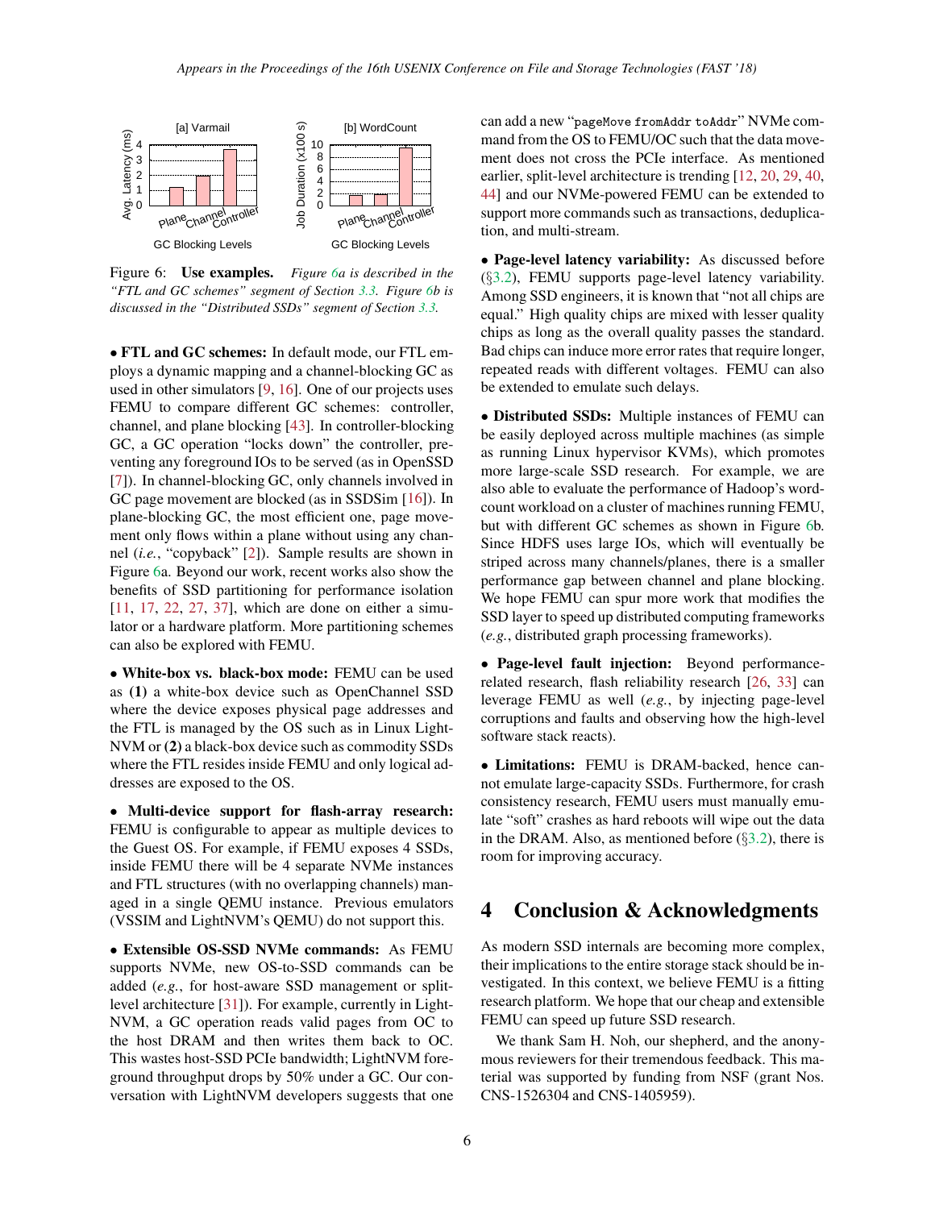Figure 6: **Use examples.** *Figure 6a is described in the "FTL and GC schemes" segment of Section 3.3. Figure 6b is discussed in the "Distributed SSDs" segment of Section 3.3.*

• **FTL and GC schemes:** In default mode, our FTL employs a dynamic mapping and a channel-blocking GC as used in other simulators [9, 16]. One of our projects uses FEMU to compare different GC schemes: controller, channel, and plane blocking [43]. In controller-blocking GC, a GC operation "locks down" the controller, preventing any foreground IOs to be served (as in OpenSSD [7]). In channel-blocking GC, only channels involved in GC page movement are blocked (as in SSDSim [16]). In plane-blocking GC, the most efficient one, page movement only flows within a plane without using any channel (*i.e.*, "copyback" [2]). Sample results are shown in Figure 6a. Beyond our work, recent works also show the benefits of SSD partitioning for performance isolation [11, 17, 22, 27, 37], which are done on either a simulator or a hardware platform. More partitioning schemes can also be explored with FEMU.

• **White-box vs. black-box mode:** FEMU can be used as **(1)** a white-box device such as OpenChannel SSD where the device exposes physical page addresses and the FTL is managed by the OS such as in Linux LightNVM or **(2)** a black-box device such as commodity SSDs where the FTL resides inside FEMU and only logical addresses are exposed to the OS.

• **Multi-device support for flash-array research:** FEMU is configurable to appear as multiple devices to the Guest OS. For example, if FEMU exposes 4 SSDs, inside FEMU there will be 4 separate NVMe instances and FTL structures (with no overlapping channels) managed in a single QEMU instance. Previous emulators (VSSIM and LightNVM's QEMU) do not support this.

• **Extensible OS-SSD NVMe commands:** As FEMU supports NVMe, new OS-to-SSD commands can be added (*e.g.*, for host-aware SSD management or split-level architecture [31]). For example, currently in LightNVM, a GC operation reads valid pages from OC to the host DRAM and then writes them back to OC. This wastes host-SSD PCIe bandwidth; LightNVM foreground throughput drops by 50% under a GC. Our conversation with LightNVM developers suggests that one can add a new "`pageMove fromAddr toAddr`" NVMe command from the OS to FEMU/OC such that the data movement does not cross the PCIe interface. As mentioned earlier, split-level architecture is trending [12, 20, 29, 40, 44] and our NVMe-powered FEMU can be extended to support more commands such as transactions, deduplication, and multi-stream.

• **Page-level latency variability:** As discussed before (§3.2), FEMU supports page-level latency variability. Among SSD engineers, it is known that "not all chips are equal." High quality chips are mixed with lesser quality chips as long as the overall quality passes the standard. Bad chips can induce more error rates that require longer, repeated reads with different voltages. FEMU can also be extended to emulate such delays.

• **Distributed SSDs:** Multiple instances of FEMU can be easily deployed across multiple machines (as simple as running Linux hypervisor KVMs), which promotes more large-scale SSD research. For example, we are also able to evaluate the performance of Hadoop's word-count workload on a cluster of machines running FEMU, but with different GC schemes as shown in Figure 6b. Since HDFS uses large IOs, which will eventually be striped across many channels/planes, there is a smaller performance gap between channel and plane blocking. We hope FEMU can spur more work that modifies the SSD layer to speed up distributed computing frameworks (*e.g.*, distributed graph processing frameworks).

• **Page-level fault injection:** Beyond performance-related research, flash reliability research [26, 33] can leverage FEMU as well (*e.g.*, by injecting page-level corruptions and faults and observing how the high-level software stack reacts).

• **Limitations:** FEMU is DRAM-backed, hence cannot emulate large-capacity SSDs. Furthermore, for crash consistency research, FEMU users must manually emulate "soft" crashes as hard reboots will wipe out the data in the DRAM. Also, as mentioned before (§3.2), there is room for improving accuracy.

# 4 Conclusion & Acknowledgments

As modern SSD internals are becoming more complex, their implications to the entire storage stack should be investigated. In this context, we believe FEMU is a fitting research platform. We hope that our cheap and extensible FEMU can speed up future SSD research.

We thank Sam H. Noh, our shepherd, and the anonymous reviewers for their tremendous feedback. This material was supported by funding from NSF (grant Nos. CNS-1526304 and CNS-1405959).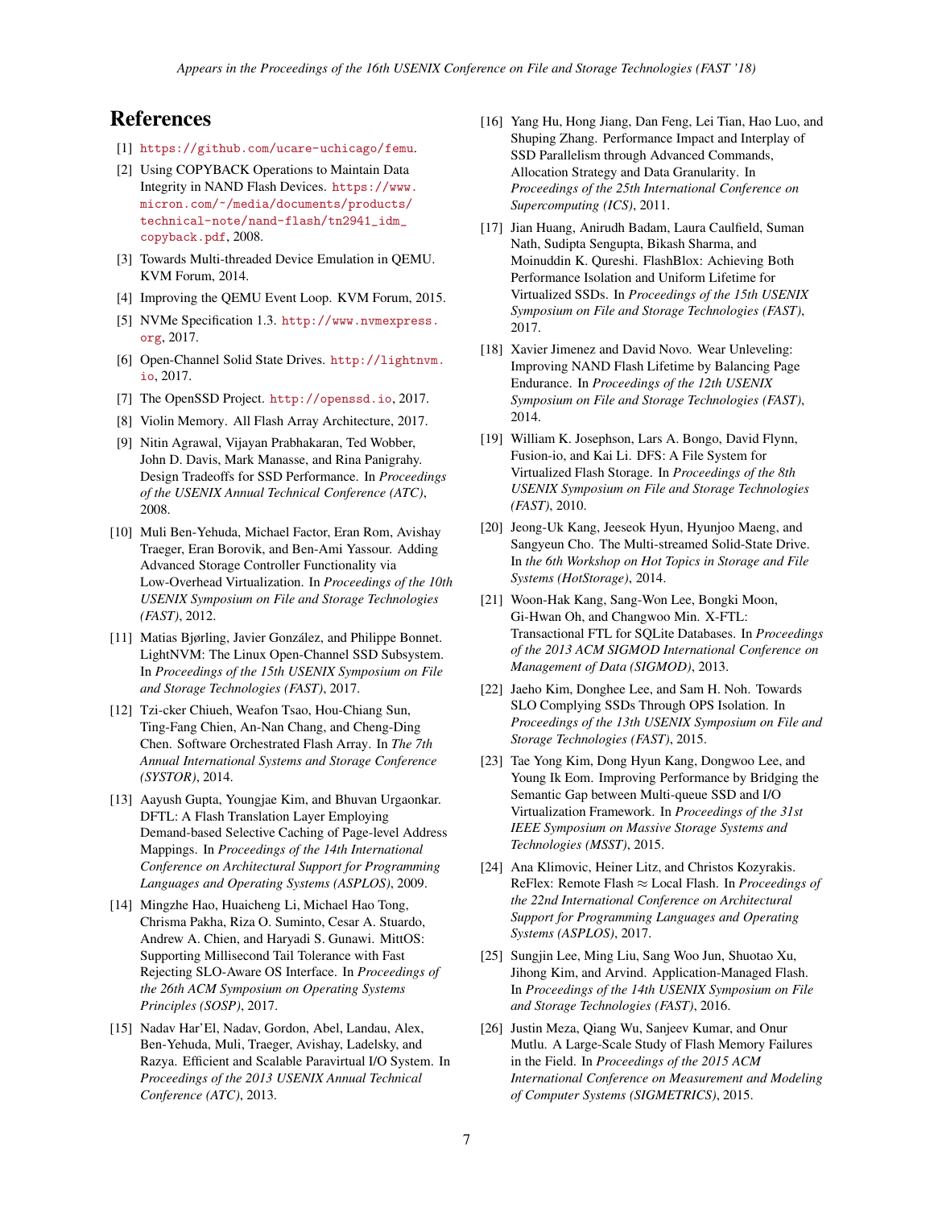# References

[1] https://github.com/ucare-uchicago/femu.

[2] Using COPYBACK Operations to Maintain Data Integrity in NAND Flash Devices. https://www.micron.com/~/media/documents/products/technical-note/nand-flash/tn2941_idm_copyback.pdf, 2008.

[3] Towards Multi-threaded Device Emulation in QEMU. KVM Forum, 2014.

[4] Improving the QEMU Event Loop. KVM Forum, 2015.

[5] NVMe Specification 1.3. http://www.nvmexpress.org, 2017.

[6] Open-Channel Solid State Drives. http://lightnvm.io, 2017.

[7] The OpenSSD Project. http://openssd.io, 2017.

[8] Violin Memory. All Flash Array Architecture, 2017.

[9] Nitin Agrawal, Vijayan Prabhakaran, Ted Wobber, John D. Davis, Mark Manasse, and Rina Panigrahy. Design Tradeoffs for SSD Performance. In *Proceedings of the USENIX Annual Technical Conference (ATC)*, 2008.

[10] Muli Ben-Yehuda, Michael Factor, Eran Rom, Avishay Traeger, Eran Borovik, and Ben-Ami Yassour. Adding Advanced Storage Controller Functionality via Low-Overhead Virtualization. In *Proceedings of the 10th USENIX Symposium on File and Storage Technologies (FAST)*, 2012.

[11] Matias Bjørling, Javier González, and Philippe Bonnet. LightNVM: The Linux Open-Channel SSD Subsystem. In *Proceedings of the 15th USENIX Symposium on File and Storage Technologies (FAST)*, 2017.

[12] Tzi-cker Chiueh, Weafon Tsao, Hou-Chiang Sun, Ting-Fang Chien, An-Nan Chang, and Cheng-Ding Chen. Software Orchestrated Flash Array. In *The 7th Annual International Systems and Storage Conference (SYSTOR)*, 2014.

[13] Aayush Gupta, Youngjae Kim, and Bhuvan Urgaonkar. DFTL: A Flash Translation Layer Employing Demand-based Selective Caching of Page-level Address Mappings. In *Proceedings of the 14th International Conference on Architectural Support for Programming Languages and Operating Systems (ASPLOS)*, 2009.

[14] Mingzhe Hao, Huaicheng Li, Michael Hao Tong, Chrisma Pakha, Riza O. Suminto, Cesar A. Stuardo, Andrew A. Chien, and Haryadi S. Gunawi. MittOS: Supporting Millisecond Tail Tolerance with Fast Rejecting SLO-Aware OS Interface. In *Proceedings of the 26th ACM Symposium on Operating Systems Principles (SOSP)*, 2017.

[15] Nadav Har'El, Nadav, Gordon, Abel, Landau, Alex, Ben-Yehuda, Muli, Traeger, Avishay, Ladelsky, and Razya. Efficient and Scalable Paravirtual I/O System. In *Proceedings of the 2013 USENIX Annual Technical Conference (ATC)*, 2013.

[16] Yang Hu, Hong Jiang, Dan Feng, Lei Tian, Hao Luo, and Shuping Zhang. Performance Impact and Interplay of SSD Parallelism through Advanced Commands, Allocation Strategy and Data Granularity. In *Proceedings of the 25th International Conference on Supercomputing (ICS)*, 2011.

[17] Jian Huang, Anirudh Badam, Laura Caulfield, Suman Nath, Sudipta Sengupta, Bikash Sharma, and Moinuddin K. Qureshi. FlashBlox: Achieving Both Performance Isolation and Uniform Lifetime for Virtualized SSDs. In *Proceedings of the 15th USENIX Symposium on File and Storage Technologies (FAST)*, 2017.

[18] Xavier Jimenez and David Novo. Wear Unleveling: Improving NAND Flash Lifetime by Balancing Page Endurance. In *Proceedings of the 12th USENIX Symposium on File and Storage Technologies (FAST)*, 2014.

[19] William K. Josephson, Lars A. Bongo, David Flynn, Fusion-io, and Kai Li. DFS: A File System for Virtualized Flash Storage. In *Proceedings of the 8th USENIX Symposium on File and Storage Technologies (FAST)*, 2010.

[20] Jeong-Uk Kang, Jeeseok Hyun, Hyunjoo Maeng, and Sangyeun Cho. The Multi-streamed Solid-State Drive. In *the 6th Workshop on Hot Topics in Storage and File Systems (HotStorage)*, 2014.

[21] Woon-Hak Kang, Sang-Won Lee, Bongki Moon, Gi-Hwan Oh, and Changwoo Min. X-FTL: Transactional FTL for SQLite Databases. In *Proceedings of the 2013 ACM SIGMOD International Conference on Management of Data (SIGMOD)*, 2013.

[22] Jaeho Kim, Donghee Lee, and Sam H. Noh. Towards SLO Complying SSDs Through OPS Isolation. In *Proceedings of the 13th USENIX Symposium on File and Storage Technologies (FAST)*, 2015.

[23] Tae Yong Kim, Dong Hyun Kang, Dongwoo Lee, and Young Ik Eom. Improving Performance by Bridging the Semantic Gap between Multi-queue SSD and I/O Virtualization Framework. In *Proceedings of the 31st IEEE Symposium on Massive Storage Systems and Technologies (MSST)*, 2015.

[24] Ana Klimovic, Heiner Litz, and Christos Kozyrakis. ReFlex: Remote Flash $\approx$ Local Flash. In *Proceedings of the 22nd International Conference on Architectural Support for Programming Languages and Operating Systems (ASPLOS)*, 2017.

[25] Sungjin Lee, Ming Liu, Sang Woo Jun, Shuotao Xu, Jihong Kim, and Arvind. Application-Managed Flash. In *Proceedings of the 14th USENIX Symposium on File and Storage Technologies (FAST)*, 2016.

[26] Justin Meza, Qiang Wu, Sanjeev Kumar, and Onur Mutlu. A Large-Scale Study of Flash Memory Failures in the Field. In *Proceedings of the 2015 ACM International Conference on Measurement and Modeling of Computer Systems (SIGMETRICS)*, 2015.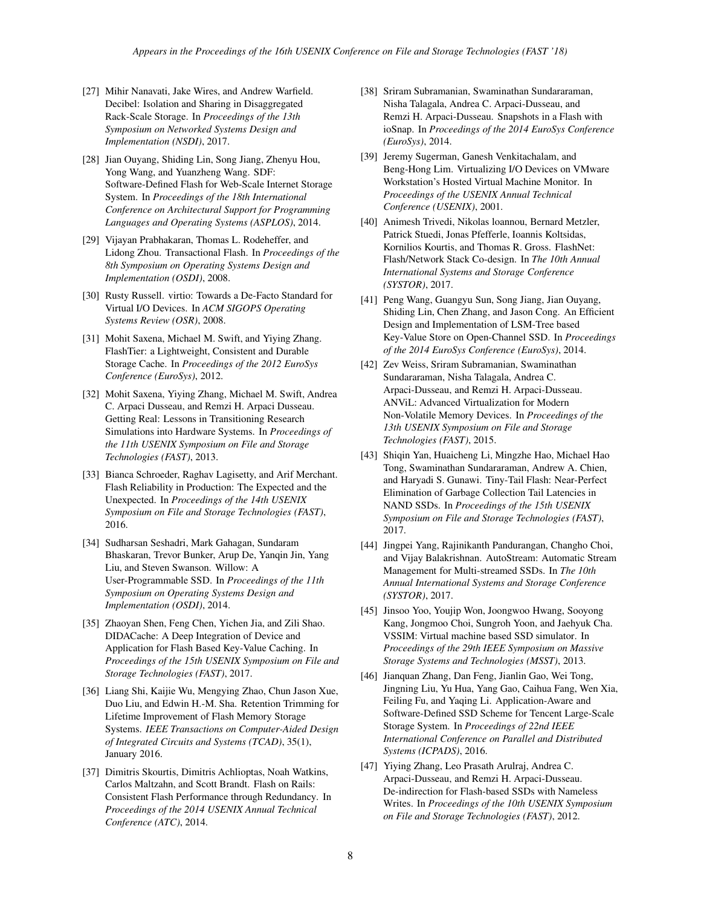[27] Mihir Nanavati, Jake Wires, and Andrew Warfield. Decibel: Isolation and Sharing in Disaggregated Rack-Scale Storage. In *Proceedings of the 13th Symposium on Networked Systems Design and Implementation (NSDI)*, 2017.

[28] Jian Ouyang, Shiding Lin, Song Jiang, Zhenyu Hou, Yong Wang, and Yuanzheng Wang. SDF: Software-Defined Flash for Web-Scale Internet Storage System. In *Proceedings of the 18th International Conference on Architectural Support for Programming Languages and Operating Systems (ASPLOS)*, 2014.

[29] Vijayan Prabhakaran, Thomas L. Rodeheffer, and Lidong Zhou. Transactional Flash. In *Proceedings of the 8th Symposium on Operating Systems Design and Implementation (OSDI)*, 2008.

[30] Rusty Russell. virtio: Towards a De-Facto Standard for Virtual I/O Devices. In *ACM SIGOPS Operating Systems Review (OSR)*, 2008.

[31] Mohit Saxena, Michael M. Swift, and Yiying Zhang. FlashTier: a Lightweight, Consistent and Durable Storage Cache. In *Proceedings of the 2012 EuroSys Conference (EuroSys)*, 2012.

[32] Mohit Saxena, Yiying Zhang, Michael M. Swift, Andrea C. Arpaci Dusseau, and Remzi H. Arpaci Dusseau. Getting Real: Lessons in Transitioning Research Simulations into Hardware Systems. In *Proceedings of the 11th USENIX Symposium on File and Storage Technologies (FAST)*, 2013.

[33] Bianca Schroeder, Raghav Lagisetty, and Arif Merchant. Flash Reliability in Production: The Expected and the Unexpected. In *Proceedings of the 14th USENIX Symposium on File and Storage Technologies (FAST)*, 2016.

[34] Sudharsan Seshadri, Mark Gahagan, Sundaram Bhaskaran, Trevor Bunker, Arup De, Yanqin Jin, Yang Liu, and Steven Swanson. Willow: A User-Programmable SSD. In *Proceedings of the 11th Symposium on Operating Systems Design and Implementation (OSDI)*, 2014.

[35] Zhaoyan Shen, Feng Chen, Yichen Jia, and Zili Shao. DIDACache: A Deep Integration of Device and Application for Flash Based Key-Value Caching. In *Proceedings of the 15th USENIX Symposium on File and Storage Technologies (FAST)*, 2017.

[36] Liang Shi, Kaijie Wu, Mengying Zhao, Chun Jason Xue, Duo Liu, and Edwin H.-M. Sha. Retention Trimming for Lifetime Improvement of Flash Memory Storage Systems. *IEEE Transactions on Computer-Aided Design of Integrated Circuits and Systems (TCAD)*, 35(1), January 2016.

[37] Dimitris Skourtis, Dimitris Achlioptas, Noah Watkins, Carlos Maltzahn, and Scott Brandt. Flash on Rails: Consistent Flash Performance through Redundancy. In *Proceedings of the 2014 USENIX Annual Technical Conference (ATC)*, 2014.

[38] Sriram Subramanian, Swaminathan Sundararaman, Nisha Talagala, Andrea C. Arpaci-Dusseau, and Remzi H. Arpaci-Dusseau. Snapshots in a Flash with ioSnap. In *Proceedings of the 2014 EuroSys Conference (EuroSys)*, 2014.

[39] Jeremy Sugerman, Ganesh Venkitachalam, and Beng-Hong Lim. Virtualizing I/O Devices on VMware Workstation's Hosted Virtual Machine Monitor. In *Proceedings of the USENIX Annual Technical Conference (USENIX)*, 2001.

[40] Animesh Trivedi, Nikolas loannou, Bernard Metzler, Patrick Stuedi, Jonas Pfefferle, Ioannis Koltsidas, Kornilios Kourtis, and Thomas R. Gross. FlashNet: Flash/Network Stack Co-design. In *The 10th Annual International Systems and Storage Conference (SYSTOR)*, 2017.

[41] Peng Wang, Guangyu Sun, Song Jiang, Jian Ouyang, Shiding Lin, Chen Zhang, and Jason Cong. An Efficient Design and Implementation of LSM-Tree based Key-Value Store on Open-Channel SSD. In *Proceedings of the 2014 EuroSys Conference (EuroSys)*, 2014.

[42] Zev Weiss, Sriram Subramanian, Swaminathan Sundararaman, Nisha Talagala, Andrea C. Arpaci-Dusseau, and Remzi H. Arpaci-Dusseau. ANViL: Advanced Virtualization for Modern Non-Volatile Memory Devices. In *Proceedings of the 13th USENIX Symposium on File and Storage Technologies (FAST)*, 2015.

[43] Shiqin Yan, Huaicheng Li, Mingzhe Hao, Michael Hao Tong, Swaminathan Sundararaman, Andrew A. Chien, and Haryadi S. Gunawi. Tiny-Tail Flash: Near-Perfect Elimination of Garbage Collection Tail Latencies in NAND SSDs. In *Proceedings of the 15th USENIX Symposium on File and Storage Technologies (FAST)*, 2017.

[44] Jingpei Yang, Rajinikanth Pandurangan, Changho Choi, and Vijay Balakrishnan. AutoStream: Automatic Stream Management for Multi-streamed SSDs. In *The 10th Annual International Systems and Storage Conference (SYSTOR)*, 2017.

[45] Jinsoo Yoo, Youjip Won, Joongwoo Hwang, Sooyong Kang, Jongmoo Choi, Sungroh Yoon, and Jaehyuk Cha. VSSIM: Virtual machine based SSD simulator. In *Proceedings of the 29th IEEE Symposium on Massive Storage Systems and Technologies (MSST)*, 2013.

[46] Jianquan Zhang, Dan Feng, Jianlin Gao, Wei Tong, Jingning Liu, Yu Hua, Yang Gao, Caihua Fang, Wen Xia, Feiling Fu, and Yaqing Li. Application-Aware and Software-Defined SSD Scheme for Tencent Large-Scale Storage System. In *Proceedings of 22nd IEEE International Conference on Parallel and Distributed Systems (ICPADS)*, 2016.

[47] Yiying Zhang, Leo Prasath Arulraj, Andrea C. Arpaci-Dusseau, and Remzi H. Arpaci-Dusseau. De-indirection for Flash-based SSDs with Nameless Writes. In *Proceedings of the 10th USENIX Symposium on File and Storage Technologies (FAST)*, 2012.